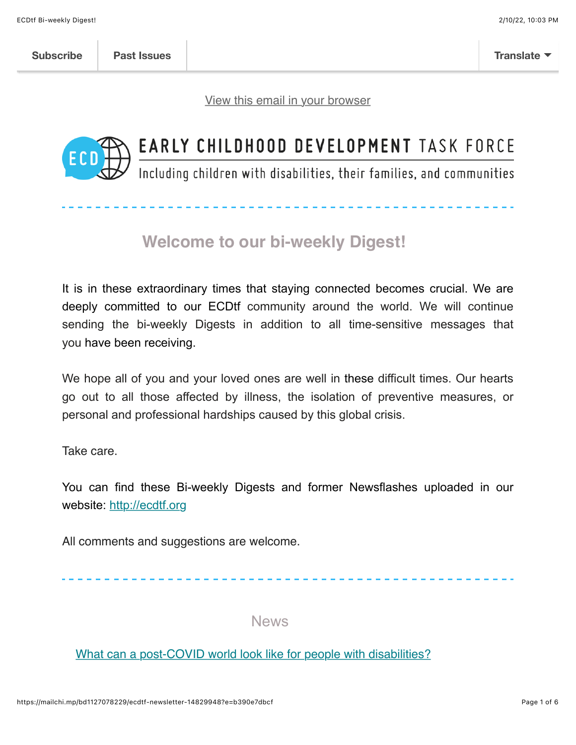Subscribe | Past Issues | Translate

[View this email in your browser]

EARLY CHILDHOOD DEVELOPMENT TASK FORCE

Including children with disabilities, their families, and communities

## Welcome to our bi-weekly Digest!

It is in these extraordinary times that staying connected becomes crucial. We are deeply committed to our ECDtf community around the world. We will continue sending the bi-weekly Digests in addition to all time-sensitive messages that you have been receiving.

We hope all of you and your loved ones are well in these difficult times. Our hearts go out to all those affected by illness, the isolation of preventive measures, or personal and professional hardships caused by this global crisis.

Take care.

You can find these Bi-weekly Digests and former Newsflashes uploaded in our website: [http://ecdtf.org](http://ecdtf.org)

All comments and suggestions are welcome.

## News

[What can a post-COVID world look like for people with disabilities?]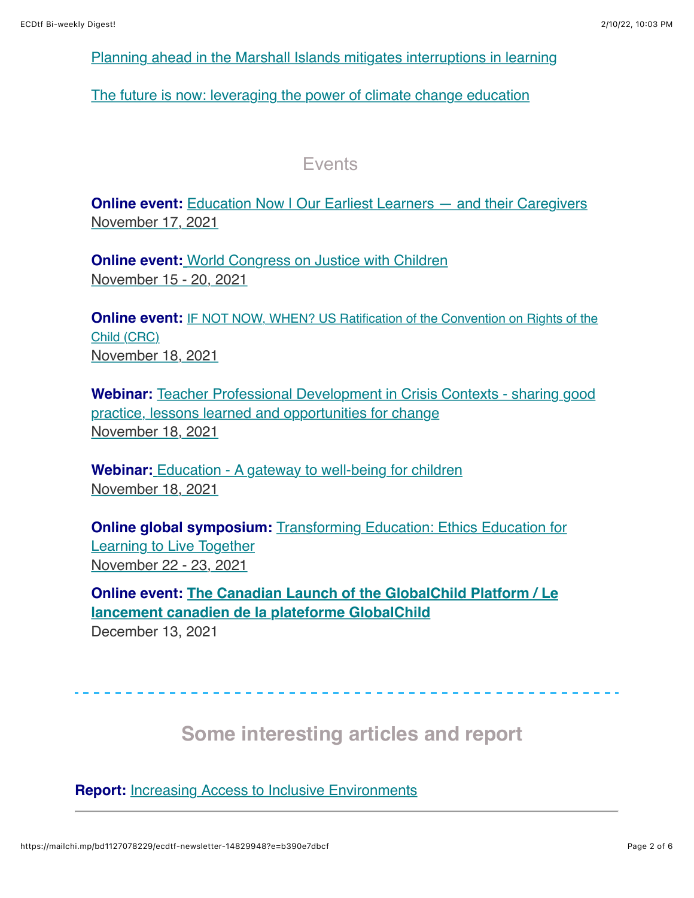Planning ahead in the Marshall Islands mitigates interruptions in learning

The future is now: leveraging the power of climate change education

## Events

**Online event:** Education Now | Our Earliest Learners — and their Caregivers
November 17, 2021

**Online event:** World Congress on Justice with Children
November 15 - 20, 2021

**Online event:** IF NOT NOW, WHEN? US Ratification of the Convention on Rights of the Child (CRC)
November 18, 2021

**Webinar:** Teacher Professional Development in Crisis Contexts - sharing good practice, lessons learned and opportunities for change
November 18, 2021

**Webinar:** Education - A gateway to well-being for children
November 18, 2021

**Online global symposium:** Transforming Education: Ethics Education for Learning to Live Together
November 22 - 23, 2021

**Online event:** **The Canadian Launch of the GlobalChild Platform / Le lancement canadien de la plateforme GlobalChild**
December 13, 2021

---

## Some interesting articles and report

**Report:** Increasing Access to Inclusive Environments

---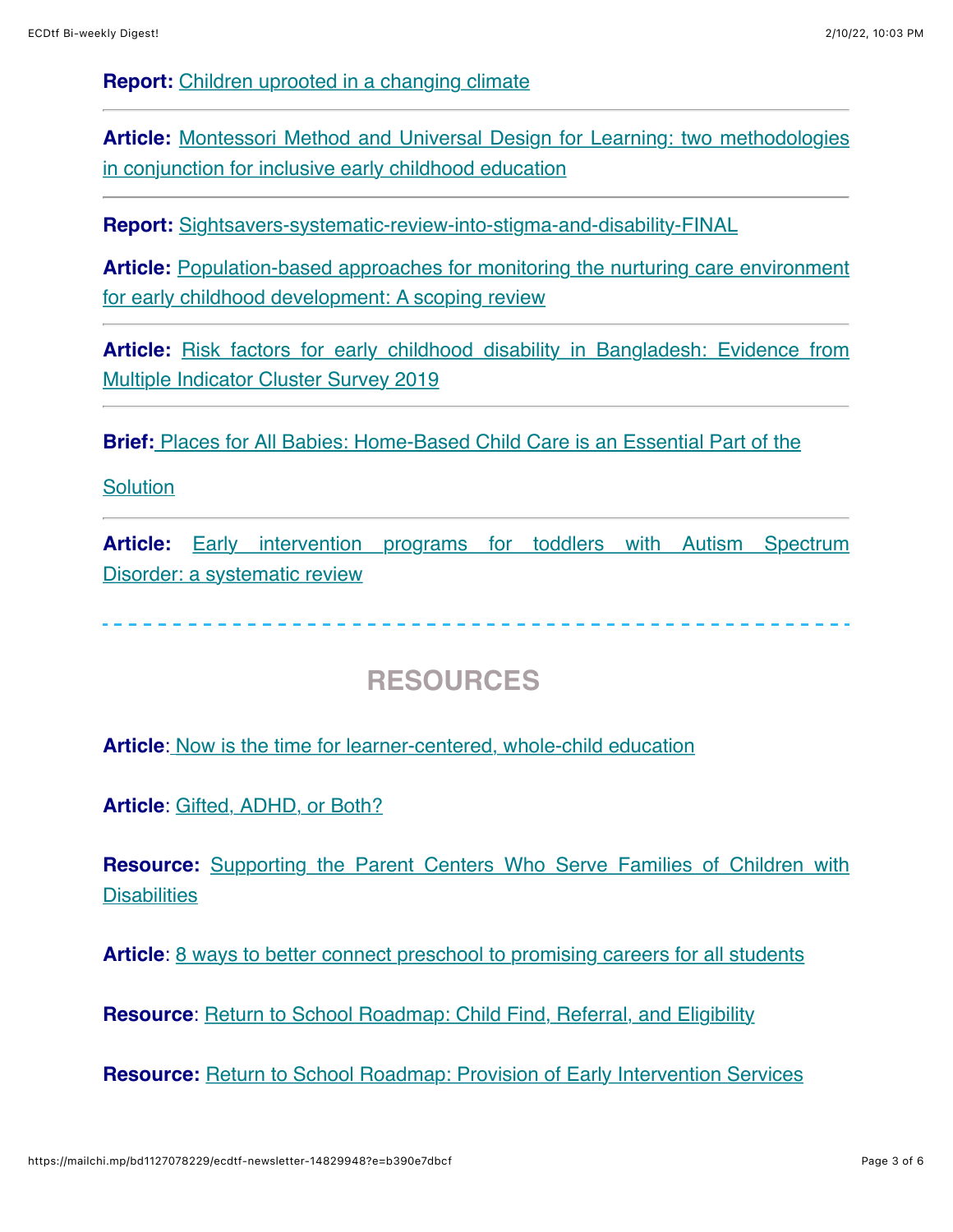**Report:** Children uprooted in a changing climate

---

**Article:** Montessori Method and Universal Design for Learning: two methodologies in conjunction for inclusive early childhood education

---

**Report:** Sightsavers-systematic-review-into-stigma-and-disability-FINAL

**Article:** Population-based approaches for monitoring the nurturing care environment for early childhood development: A scoping review

---

**Article:** Risk factors for early childhood disability in Bangladesh: Evidence from Multiple Indicator Cluster Survey 2019

---

**Brief:** Places for All Babies: Home-Based Child Care is an Essential Part of the Solution

---

**Article:** Early intervention programs for toddlers with Autism Spectrum Disorder: a systematic review

---

## RESOURCES

**Article**: Now is the time for learner-centered, whole-child education

**Article**: Gifted, ADHD, or Both?

**Resource:** Supporting the Parent Centers Who Serve Families of Children with Disabilities

**Article**: 8 ways to better connect preschool to promising careers for all students

**Resource**: Return to School Roadmap: Child Find, Referral, and Eligibility

**Resource:** Return to School Roadmap: Provision of Early Intervention Services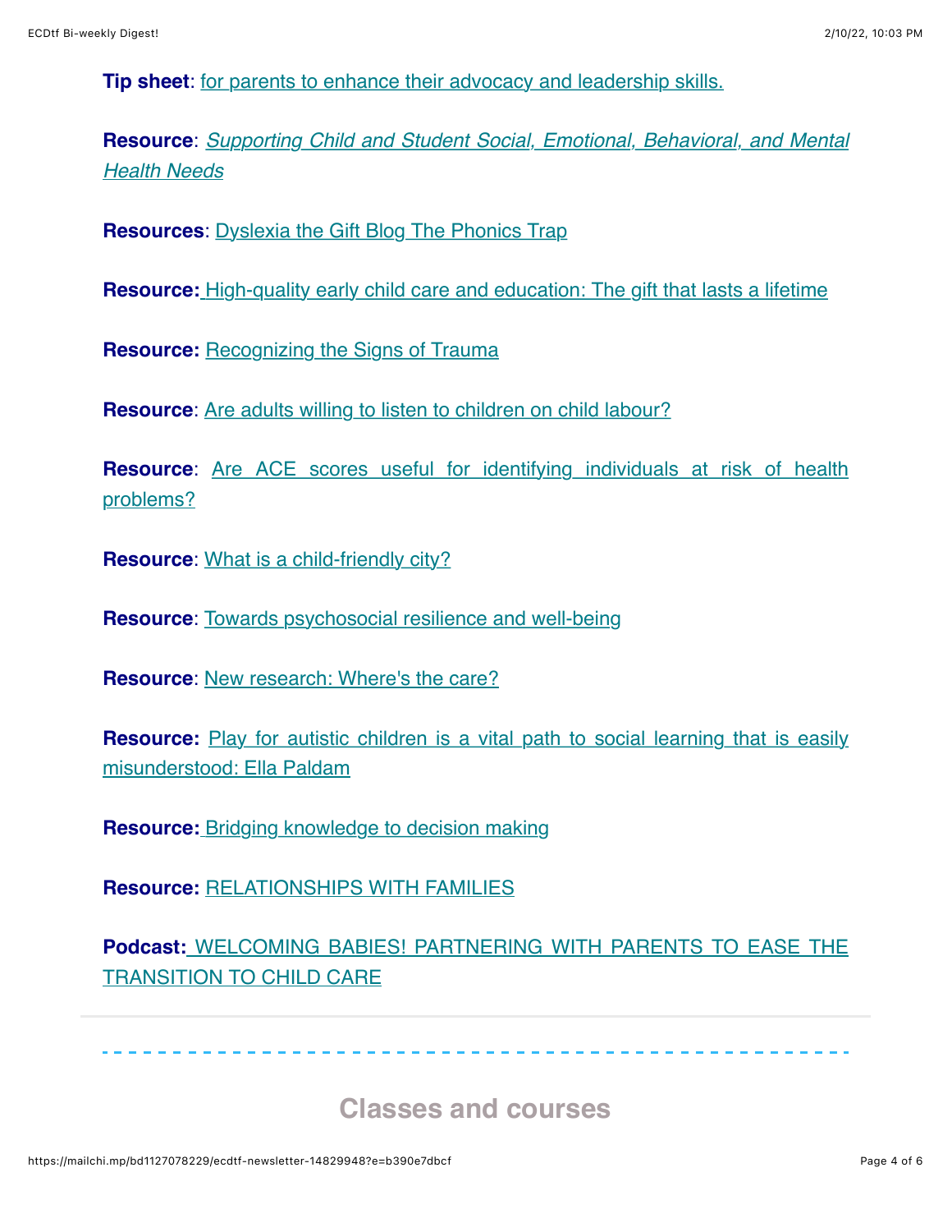**Tip sheet**: for parents to enhance their advocacy and leadership skills.

**Resource**: *Supporting Child and Student Social, Emotional, Behavioral, and Mental Health Needs*

**Resources**: Dyslexia the Gift Blog The Phonics Trap

**Resource:** High-quality early child care and education: The gift that lasts a lifetime

**Resource:** Recognizing the Signs of Trauma

**Resource**: Are adults willing to listen to children on child labour?

**Resource**: Are ACE scores useful for identifying individuals at risk of health problems?

**Resource**: What is a child-friendly city?

**Resource**: Towards psychosocial resilience and well-being

**Resource**: New research: Where's the care?

**Resource:** Play for autistic children is a vital path to social learning that is easily misunderstood: Ella Paldam

**Resource:** Bridging knowledge to decision making

**Resource:** RELATIONSHIPS WITH FAMILIES

**Podcast:** WELCOMING BABIES! PARTNERING WITH PARENTS TO EASE THE TRANSITION TO CHILD CARE

---

## Classes and courses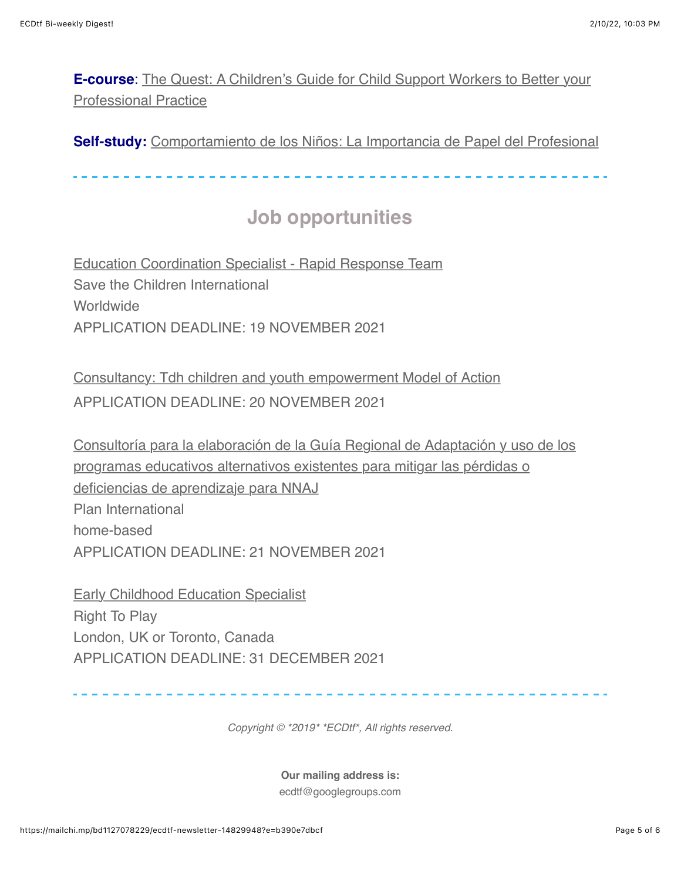**E-course**: The Quest: A Children's Guide for Child Support Workers to Better your Professional Practice

**Self-study:** Comportamiento de los Niños: La Importancia de Papel del Profesional

---

## Job opportunities

Education Coordination Specialist - Rapid Response Team
Save the Children International
Worldwide
APPLICATION DEADLINE: 19 NOVEMBER 2021

Consultancy: Tdh children and youth empowerment Model of Action
APPLICATION DEADLINE: 20 NOVEMBER 2021

Consultoría para la elaboración de la Guía Regional de Adaptación y uso de los programas educativos alternativos existentes para mitigar las pérdidas o deficiencias de aprendizaje para NNAJ
Plan International
home-based
APPLICATION DEADLINE: 21 NOVEMBER 2021

Early Childhood Education Specialist
Right To Play
London, UK or Toronto, Canada
APPLICATION DEADLINE: 31 DECEMBER 2021

---

*Copyright © *2019* *ECDtf*, All rights reserved.*

**Our mailing address is:**
ecdtf@googlegroups.com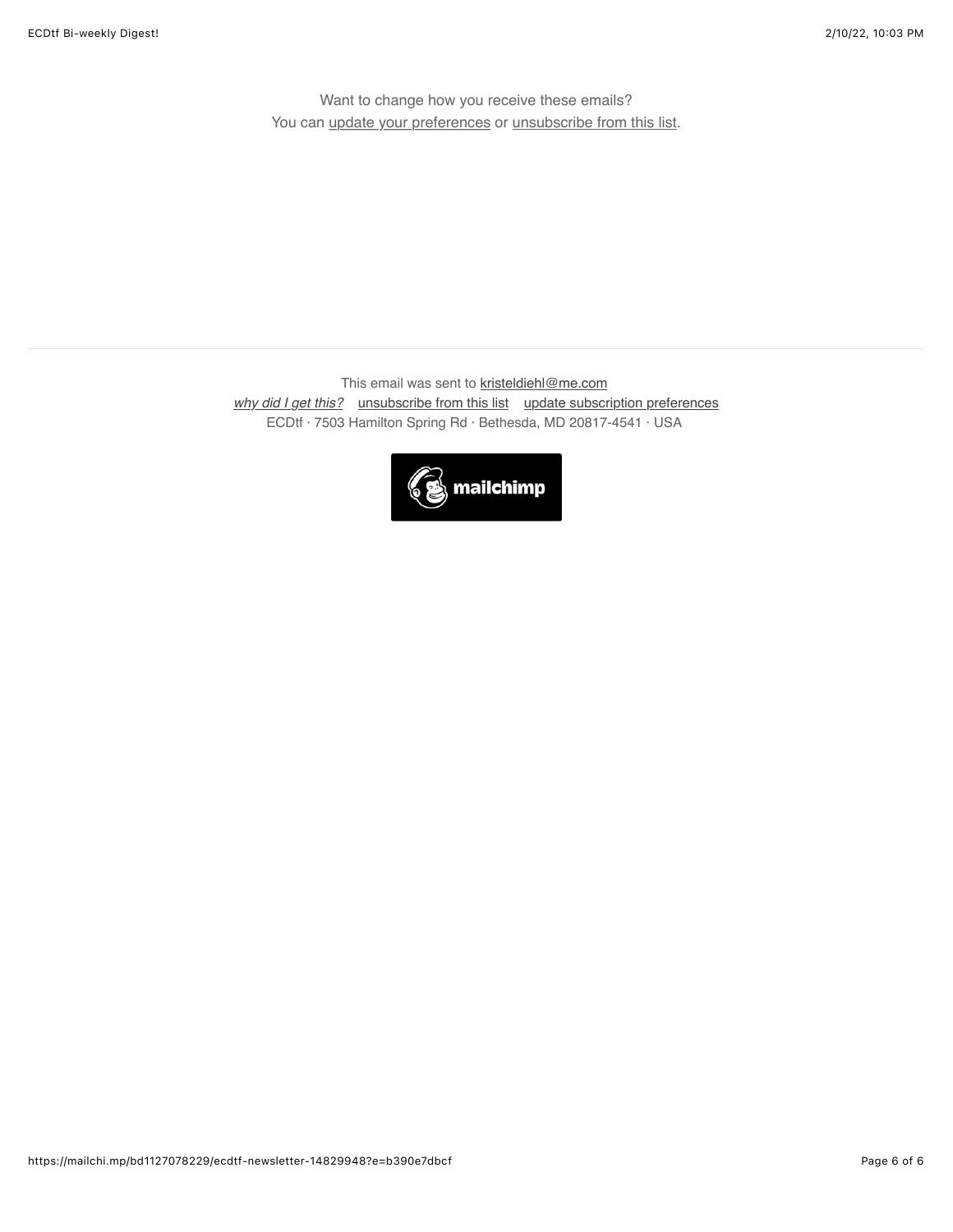Want to change how you receive these emails?
You can update your preferences or unsubscribe from this list.

---

This email was sent to kristeldiehl@me.com
*why did I get this?* unsubscribe from this list update subscription preferences
ECDtf · 7503 Hamilton Spring Rd · Bethesda, MD 20817-4541 · USA

mailchimp